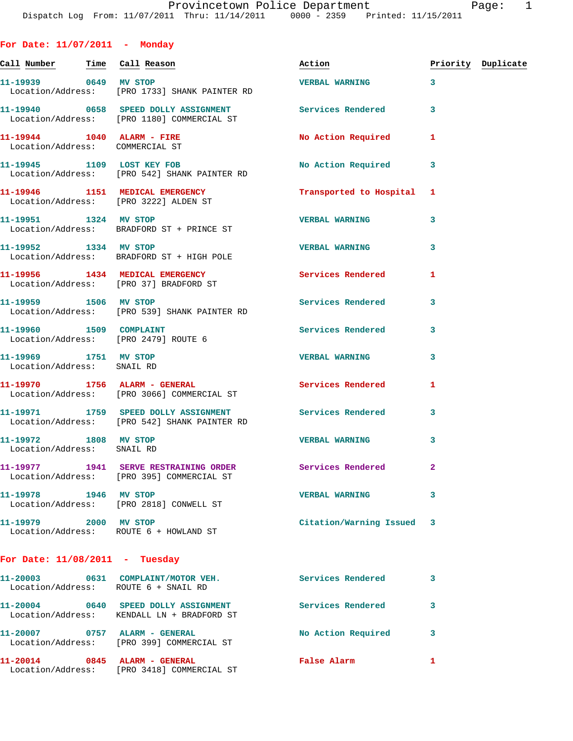Provincetown Police Department
Dispatch Log From: 11/07/2011 Thru: 11/14/2011 0000 - 2359 Printed: 11/15/2011

## For Date: 11/07/2011 - Monday

| Call Number | Time | Call Reason | Action | Priority | Duplicate |
|---|---|---|---|---|---|
| 11-19939 | 0649 | MV STOP | VERBAL WARNING | 3 | |
| Location/Address: | | [PRO 1733] SHANK PAINTER RD | | | |
| 11-19940 | 0658 | SPEED DOLLY ASSIGNMENT | Services Rendered | 3 | |
| Location/Address: | | [PRO 1180] COMMERCIAL ST | | | |
| 11-19944 | 1040 | ALARM - FIRE | No Action Required | 1 | |
| Location/Address: | | COMMERCIAL ST | | | |
| 11-19945 | 1109 | LOST KEY FOB | No Action Required | 3 | |
| Location/Address: | | [PRO 542] SHANK PAINTER RD | | | |
| 11-19946 | 1151 | MEDICAL EMERGENCY | Transported to Hospital | 1 | |
| Location/Address: | | [PRO 3222] ALDEN ST | | | |
| 11-19951 | 1324 | MV STOP | VERBAL WARNING | 3 | |
| Location/Address: | | BRADFORD ST + PRINCE ST | | | |
| 11-19952 | 1334 | MV STOP | VERBAL WARNING | 3 | |
| Location/Address: | | BRADFORD ST + HIGH POLE | | | |
| 11-19956 | 1434 | MEDICAL EMERGENCY | Services Rendered | 1 | |
| Location/Address: | | [PRO 37] BRADFORD ST | | | |
| 11-19959 | 1506 | MV STOP | Services Rendered | 3 | |
| Location/Address: | | [PRO 539] SHANK PAINTER RD | | | |
| 11-19960 | 1509 | COMPLAINT | Services Rendered | 3 | |
| Location/Address: | | [PRO 2479] ROUTE 6 | | | |
| 11-19969 | 1751 | MV STOP | VERBAL WARNING | 3 | |
| Location/Address: | | SNAIL RD | | | |
| 11-19970 | 1756 | ALARM - GENERAL | Services Rendered | 1 | |
| Location/Address: | | [PRO 3066] COMMERCIAL ST | | | |
| 11-19971 | 1759 | SPEED DOLLY ASSIGNMENT | Services Rendered | 3 | |
| Location/Address: | | [PRO 542] SHANK PAINTER RD | | | |
| 11-19972 | 1808 | MV STOP | VERBAL WARNING | 3 | |
| Location/Address: | | SNAIL RD | | | |
| 11-19977 | 1941 | SERVE RESTRAINING ORDER | Services Rendered | 2 | |
| Location/Address: | | [PRO 395] COMMERCIAL ST | | | |
| 11-19978 | 1946 | MV STOP | VERBAL WARNING | 3 | |
| Location/Address: | | [PRO 2818] CONWELL ST | | | |
| 11-19979 | 2000 | MV STOP | Citation/Warning Issued | 3 | |
| Location/Address: | | ROUTE 6 + HOWLAND ST | | | |

## For Date: 11/08/2011 - Tuesday

| Call Number | Time | Call Reason | Action | Priority | Duplicate |
|---|---|---|---|---|---|
| 11-20003 | 0631 | COMPLAINT/MOTOR VEH. | Services Rendered | 3 | |
| Location/Address: | | ROUTE 6 + SNAIL RD | | | |
| 11-20004 | 0640 | SPEED DOLLY ASSIGNMENT | Services Rendered | 3 | |
| Location/Address: | | KENDALL LN + BRADFORD ST | | | |
| 11-20007 | 0757 | ALARM - GENERAL | No Action Required | 3 | |
| Location/Address: | | [PRO 399] COMMERCIAL ST | | | |
| 11-20014 | 0845 | ALARM - GENERAL | False Alarm | 1 | |
| Location/Address: | | [PRO 3418] COMMERCIAL ST | | | |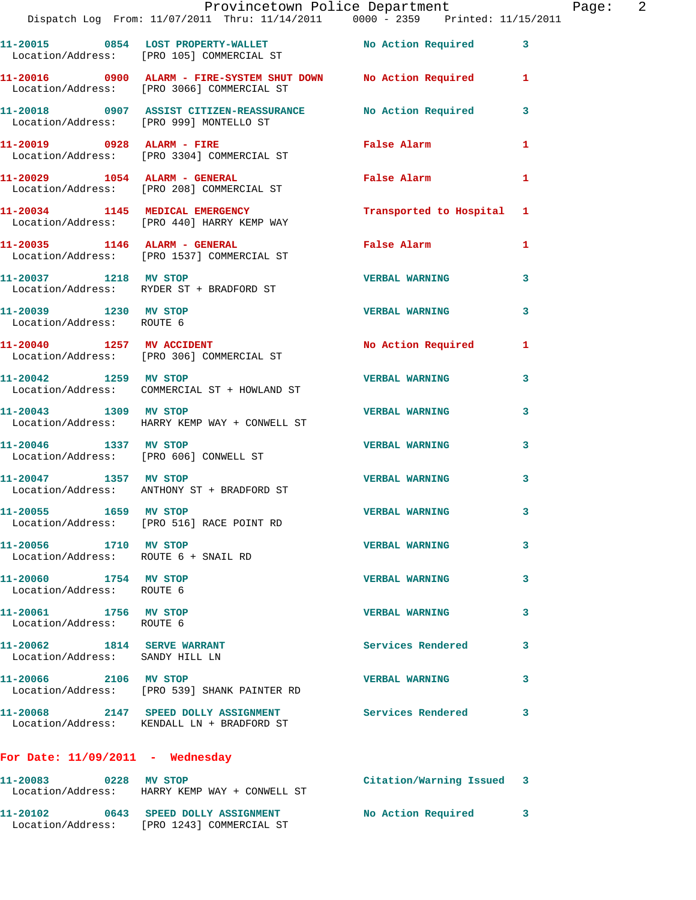11-20015 0854 LOST PROPERTY-WALLET No Action Required 3
Location/Address: [PRO 105] COMMERCIAL ST

11-20016 0900 ALARM - FIRE-SYSTEM SHUT DOWN No Action Required 1
Location/Address: [PRO 3066] COMMERCIAL ST

11-20018 0907 ASSIST CITIZEN-REASSURANCE No Action Required 3
Location/Address: [PRO 999] MONTELLO ST

11-20019 0928 ALARM - FIRE False Alarm 1
Location/Address: [PRO 3304] COMMERCIAL ST

11-20029 1054 ALARM - GENERAL False Alarm 1
Location/Address: [PRO 208] COMMERCIAL ST

11-20034 1145 MEDICAL EMERGENCY Transported to Hospital 1
Location/Address: [PRO 440] HARRY KEMP WAY

11-20035 1146 ALARM - GENERAL False Alarm 1
Location/Address: [PRO 1537] COMMERCIAL ST

11-20037 1218 MV STOP VERBAL WARNING 3
Location/Address: RYDER ST + BRADFORD ST

11-20039 1230 MV STOP VERBAL WARNING 3
Location/Address: ROUTE 6

11-20040 1257 MV ACCIDENT No Action Required 1
Location/Address: [PRO 306] COMMERCIAL ST

11-20042 1259 MV STOP VERBAL WARNING 3
Location/Address: COMMERCIAL ST + HOWLAND ST

11-20043 1309 MV STOP VERBAL WARNING 3
Location/Address: HARRY KEMP WAY + CONWELL ST

11-20046 1337 MV STOP VERBAL WARNING 3
Location/Address: [PRO 606] CONWELL ST

11-20047 1357 MV STOP VERBAL WARNING 3
Location/Address: ANTHONY ST + BRADFORD ST

11-20055 1659 MV STOP VERBAL WARNING 3
Location/Address: [PRO 516] RACE POINT RD

11-20056 1710 MV STOP VERBAL WARNING 3
Location/Address: ROUTE 6 + SNAIL RD

11-20060 1754 MV STOP VERBAL WARNING 3
Location/Address: ROUTE 6

11-20061 1756 MV STOP VERBAL WARNING 3
Location/Address: ROUTE 6

11-20062 1814 SERVE WARRANT Services Rendered 3
Location/Address: SANDY HILL LN

11-20066 2106 MV STOP VERBAL WARNING 3
Location/Address: [PRO 539] SHANK PAINTER RD

11-20068 2147 SPEED DOLLY ASSIGNMENT Services Rendered 3
Location/Address: KENDALL LN + BRADFORD ST

## For Date: 11/09/2011 - Wednesday

11-20083 0228 MV STOP Citation/Warning Issued 3
Location/Address: HARRY KEMP WAY + CONWELL ST

11-20102 0643 SPEED DOLLY ASSIGNMENT No Action Required 3
Location/Address: [PRO 1243] COMMERCIAL ST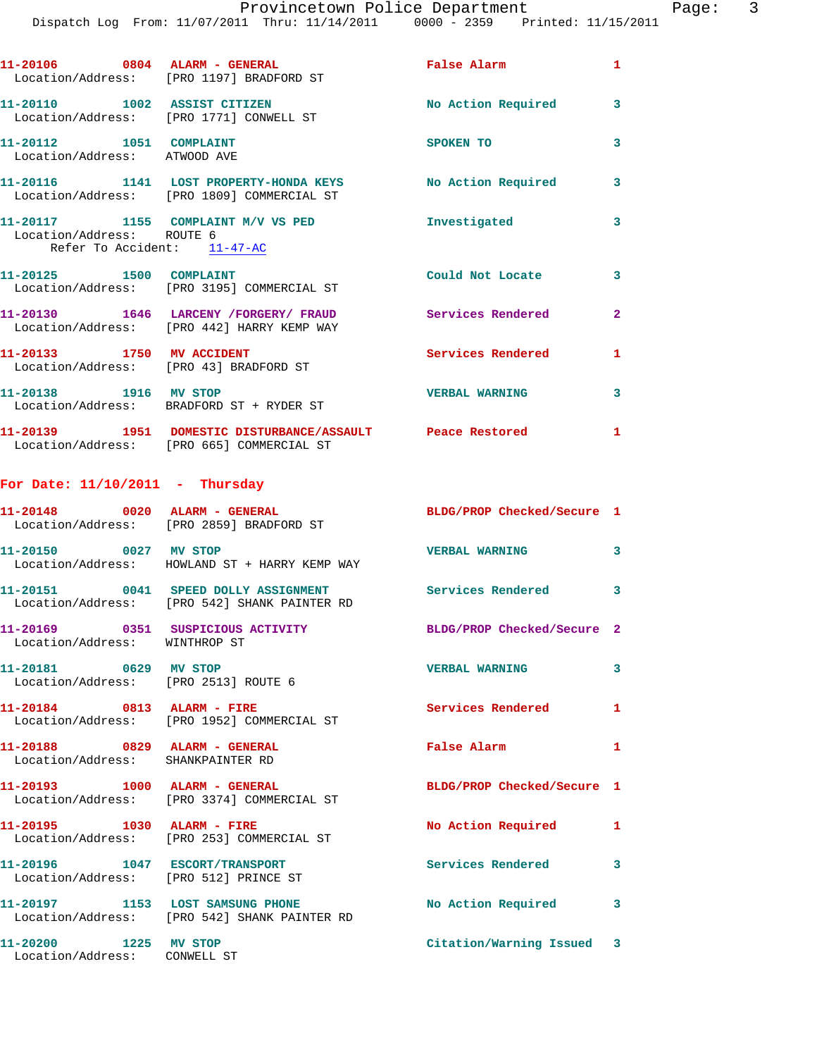11-20106 0804 ALARM - GENERAL False Alarm 1
Location/Address: [PRO 1197] BRADFORD ST

11-20110 1002 ASSIST CITIZEN No Action Required 3
Location/Address: [PRO 1771] CONWELL ST

11-20112 1051 COMPLAINT SPOKEN TO 3
Location/Address: ATWOOD AVE

11-20116 1141 LOST PROPERTY-HONDA KEYS No Action Required 3
Location/Address: [PRO 1809] COMMERCIAL ST

11-20117 1155 COMPLAINT M/V VS PED Investigated 3
Location/Address: ROUTE 6
Refer To Accident: 11-47-AC

11-20125 1500 COMPLAINT Could Not Locate 3
Location/Address: [PRO 3195] COMMERCIAL ST

11-20130 1646 LARCENY /FORGERY/ FRAUD Services Rendered 2
Location/Address: [PRO 442] HARRY KEMP WAY

11-20133 1750 MV ACCIDENT Services Rendered 1
Location/Address: [PRO 43] BRADFORD ST

11-20138 1916 MV STOP VERBAL WARNING 3
Location/Address: BRADFORD ST + RYDER ST

11-20139 1951 DOMESTIC DISTURBANCE/ASSAULT Peace Restored 1
Location/Address: [PRO 665] COMMERCIAL ST

**For Date: 11/10/2011 - Thursday**

11-20148 0020 ALARM - GENERAL BLDG/PROP Checked/Secure 1
Location/Address: [PRO 2859] BRADFORD ST

11-20150 0027 MV STOP VERBAL WARNING 3
Location/Address: HOWLAND ST + HARRY KEMP WAY

11-20151 0041 SPEED DOLLY ASSIGNMENT Services Rendered 3
Location/Address: [PRO 542] SHANK PAINTER RD

11-20169 0351 SUSPICIOUS ACTIVITY BLDG/PROP Checked/Secure 2
Location/Address: WINTHROP ST

11-20181 0629 MV STOP VERBAL WARNING 3
Location/Address: [PRO 2513] ROUTE 6

11-20184 0813 ALARM - FIRE Services Rendered 1
Location/Address: [PRO 1952] COMMERCIAL ST

11-20188 0829 ALARM - GENERAL False Alarm 1
Location/Address: SHANKPAINTER RD

11-20193 1000 ALARM - GENERAL BLDG/PROP Checked/Secure 1
Location/Address: [PRO 3374] COMMERCIAL ST

11-20195 1030 ALARM - FIRE No Action Required 1
Location/Address: [PRO 253] COMMERCIAL ST

11-20196 1047 ESCORT/TRANSPORT Services Rendered 3
Location/Address: [PRO 512] PRINCE ST

11-20197 1153 LOST SAMSUNG PHONE No Action Required 3
Location/Address: [PRO 542] SHANK PAINTER RD

11-20200 1225 MV STOP Citation/Warning Issued 3
Location/Address: CONWELL ST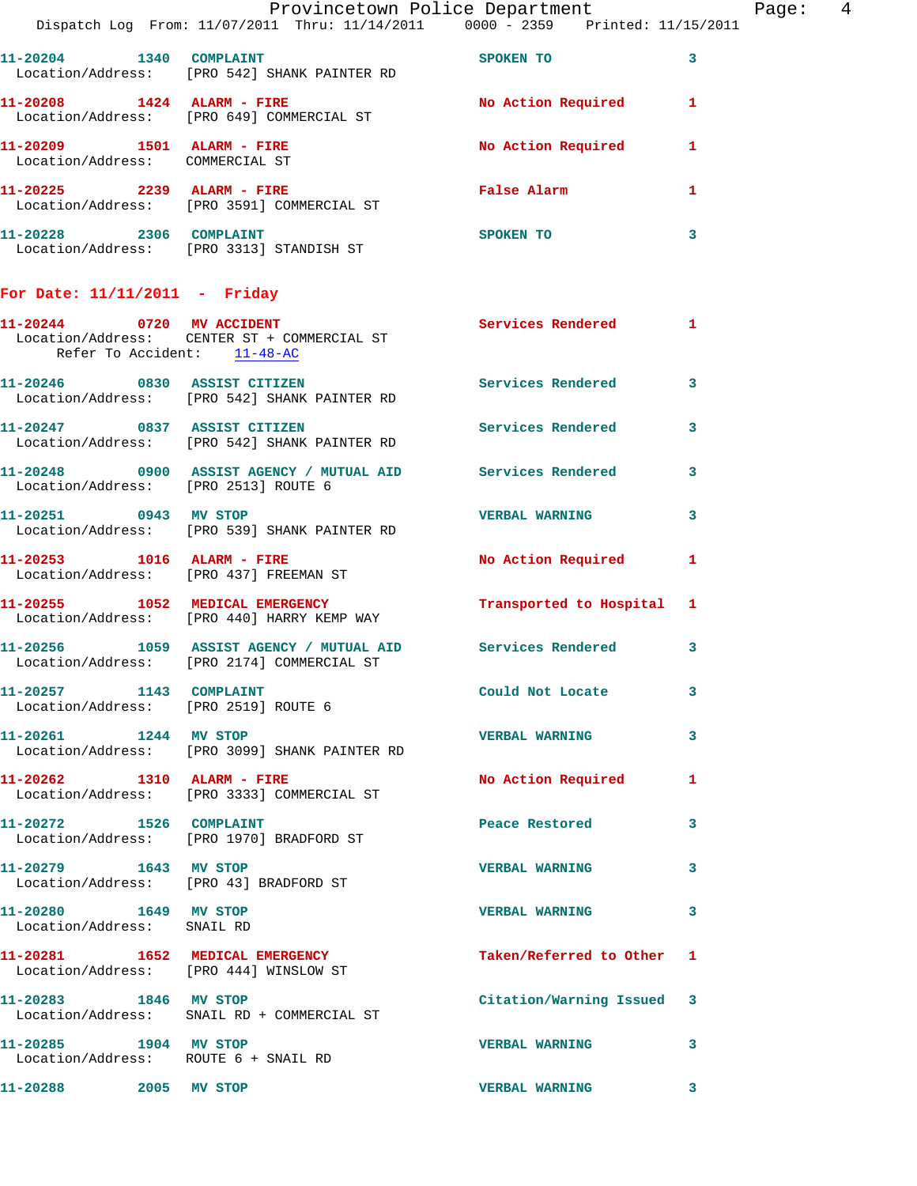| Call # | Time | Call Reason | Action | Priority |
|---|---|---|---|---|
| 11-20204 | 1340 | COMPLAINT | SPOKEN TO | 3 |

Location/Address: [PRO 542] SHANK PAINTER RD

| Call # | Time | Call Reason | Action | Priority |
|---|---|---|---|---|
| 11-20208 | 1424 | ALARM - FIRE | No Action Required | 1 |

Location/Address: [PRO 649] COMMERCIAL ST

| Call # | Time | Call Reason | Action | Priority |
|---|---|---|---|---|
| 11-20209 | 1501 | ALARM - FIRE | No Action Required | 1 |

Location/Address: COMMERCIAL ST

| Call # | Time | Call Reason | Action | Priority |
|---|---|---|---|---|
| 11-20225 | 2239 | ALARM - FIRE | False Alarm | 1 |

Location/Address: [PRO 3591] COMMERCIAL ST

| Call # | Time | Call Reason | Action | Priority |
|---|---|---|---|---|
| 11-20228 | 2306 | COMPLAINT | SPOKEN TO | 3 |

Location/Address: [PRO 3313] STANDISH ST

## For Date: 11/11/2011 - Friday

11-20244 0720 MV ACCIDENT — Services Rendered — 1
Location/Address: CENTER ST + COMMERCIAL ST
Refer To Accident: 11-48-AC

11-20246 0830 ASSIST CITIZEN — Services Rendered — 3
Location/Address: [PRO 542] SHANK PAINTER RD

11-20247 0837 ASSIST CITIZEN — Services Rendered — 3
Location/Address: [PRO 542] SHANK PAINTER RD

11-20248 0900 ASSIST AGENCY / MUTUAL AID — Services Rendered — 3
Location/Address: [PRO 2513] ROUTE 6

11-20251 0943 MV STOP — VERBAL WARNING — 3
Location/Address: [PRO 539] SHANK PAINTER RD

11-20253 1016 ALARM - FIRE — No Action Required — 1
Location/Address: [PRO 437] FREEMAN ST

11-20255 1052 MEDICAL EMERGENCY — Transported to Hospital — 1
Location/Address: [PRO 440] HARRY KEMP WAY

11-20256 1059 ASSIST AGENCY / MUTUAL AID — Services Rendered — 3
Location/Address: [PRO 2174] COMMERCIAL ST

11-20257 1143 COMPLAINT — Could Not Locate — 3
Location/Address: [PRO 2519] ROUTE 6

11-20261 1244 MV STOP — VERBAL WARNING — 3
Location/Address: [PRO 3099] SHANK PAINTER RD

11-20262 1310 ALARM - FIRE — No Action Required — 1
Location/Address: [PRO 3333] COMMERCIAL ST

11-20272 1526 COMPLAINT — Peace Restored — 3
Location/Address: [PRO 1970] BRADFORD ST

11-20279 1643 MV STOP — VERBAL WARNING — 3
Location/Address: [PRO 43] BRADFORD ST

11-20280 1649 MV STOP — VERBAL WARNING — 3
Location/Address: SNAIL RD

11-20281 1652 MEDICAL EMERGENCY — Taken/Referred to Other — 1
Location/Address: [PRO 444] WINSLOW ST

11-20283 1846 MV STOP — Citation/Warning Issued — 3
Location/Address: SNAIL RD + COMMERCIAL ST

11-20285 1904 MV STOP — VERBAL WARNING — 3
Location/Address: ROUTE 6 + SNAIL RD

11-20288 2005 MV STOP — VERBAL WARNING — 3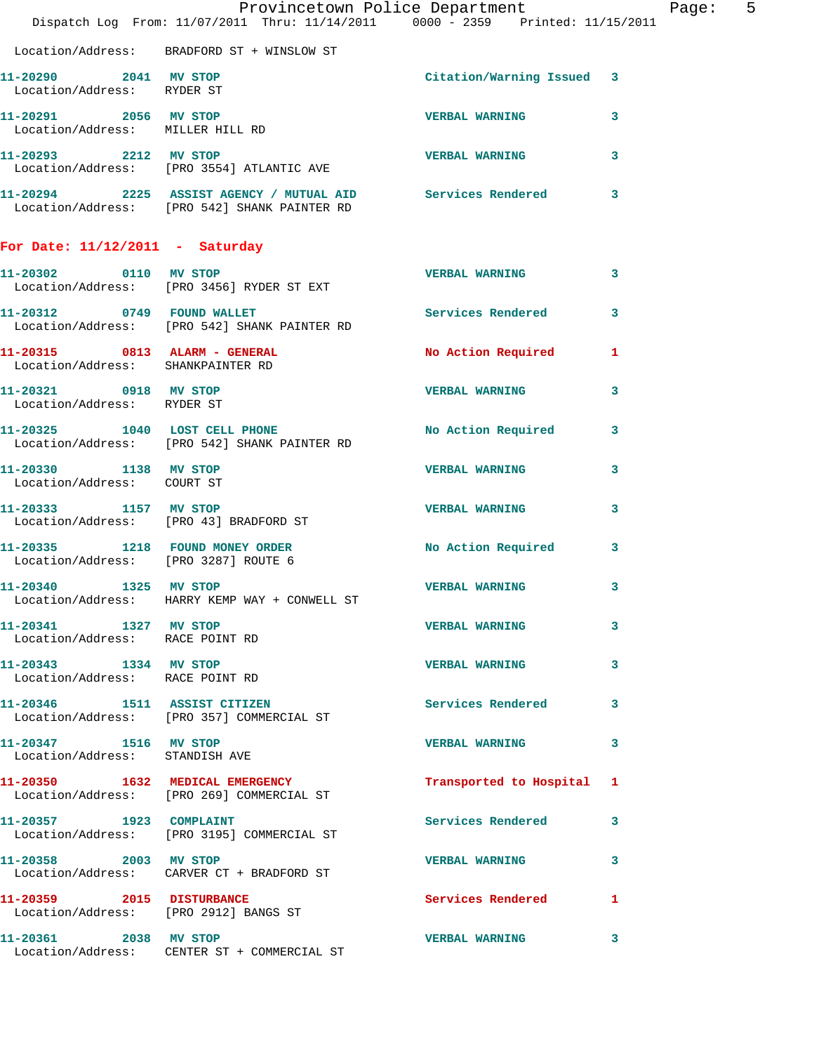Location/Address: BRADFORD ST + WINSLOW ST

**11-20290 2041 MV STOP** Citation/Warning Issued 3
Location/Address: RYDER ST

**11-20291 2056 MV STOP** VERBAL WARNING 3
Location/Address: MILLER HILL RD

**11-20293 2212 MV STOP** VERBAL WARNING 3
Location/Address: [PRO 3554] ATLANTIC AVE

**11-20294 2225 ASSIST AGENCY / MUTUAL AID** Services Rendered 3
Location/Address: [PRO 542] SHANK PAINTER RD

## For Date: 11/12/2011 - Saturday

**11-20302 0110 MV STOP** VERBAL WARNING 3
Location/Address: [PRO 3456] RYDER ST EXT

**11-20312 0749 FOUND WALLET** Services Rendered 3
Location/Address: [PRO 542] SHANK PAINTER RD

**11-20315 0813 ALARM - GENERAL** No Action Required 1
Location/Address: SHANKPAINTER RD

**11-20321 0918 MV STOP** VERBAL WARNING 3
Location/Address: RYDER ST

**11-20325 1040 LOST CELL PHONE** No Action Required 3
Location/Address: [PRO 542] SHANK PAINTER RD

**11-20330 1138 MV STOP** VERBAL WARNING 3
Location/Address: COURT ST

**11-20333 1157 MV STOP** VERBAL WARNING 3
Location/Address: [PRO 43] BRADFORD ST

**11-20335 1218 FOUND MONEY ORDER** No Action Required 3
Location/Address: [PRO 3287] ROUTE 6

**11-20340 1325 MV STOP** VERBAL WARNING 3
Location/Address: HARRY KEMP WAY + CONWELL ST

**11-20341 1327 MV STOP** VERBAL WARNING 3
Location/Address: RACE POINT RD

**11-20343 1334 MV STOP** VERBAL WARNING 3
Location/Address: RACE POINT RD

**11-20346 1511 ASSIST CITIZEN** Services Rendered 3
Location/Address: [PRO 357] COMMERCIAL ST

**11-20347 1516 MV STOP** VERBAL WARNING 3
Location/Address: STANDISH AVE

**11-20350 1632 MEDICAL EMERGENCY** Transported to Hospital 1
Location/Address: [PRO 269] COMMERCIAL ST

**11-20357 1923 COMPLAINT** Services Rendered 3
Location/Address: [PRO 3195] COMMERCIAL ST

**11-20358 2003 MV STOP** VERBAL WARNING 3
Location/Address: CARVER CT + BRADFORD ST

**11-20359 2015 DISTURBANCE** Services Rendered 1
Location/Address: [PRO 2912] BANGS ST

**11-20361 2038 MV STOP** VERBAL WARNING 3
Location/Address: CENTER ST + COMMERCIAL ST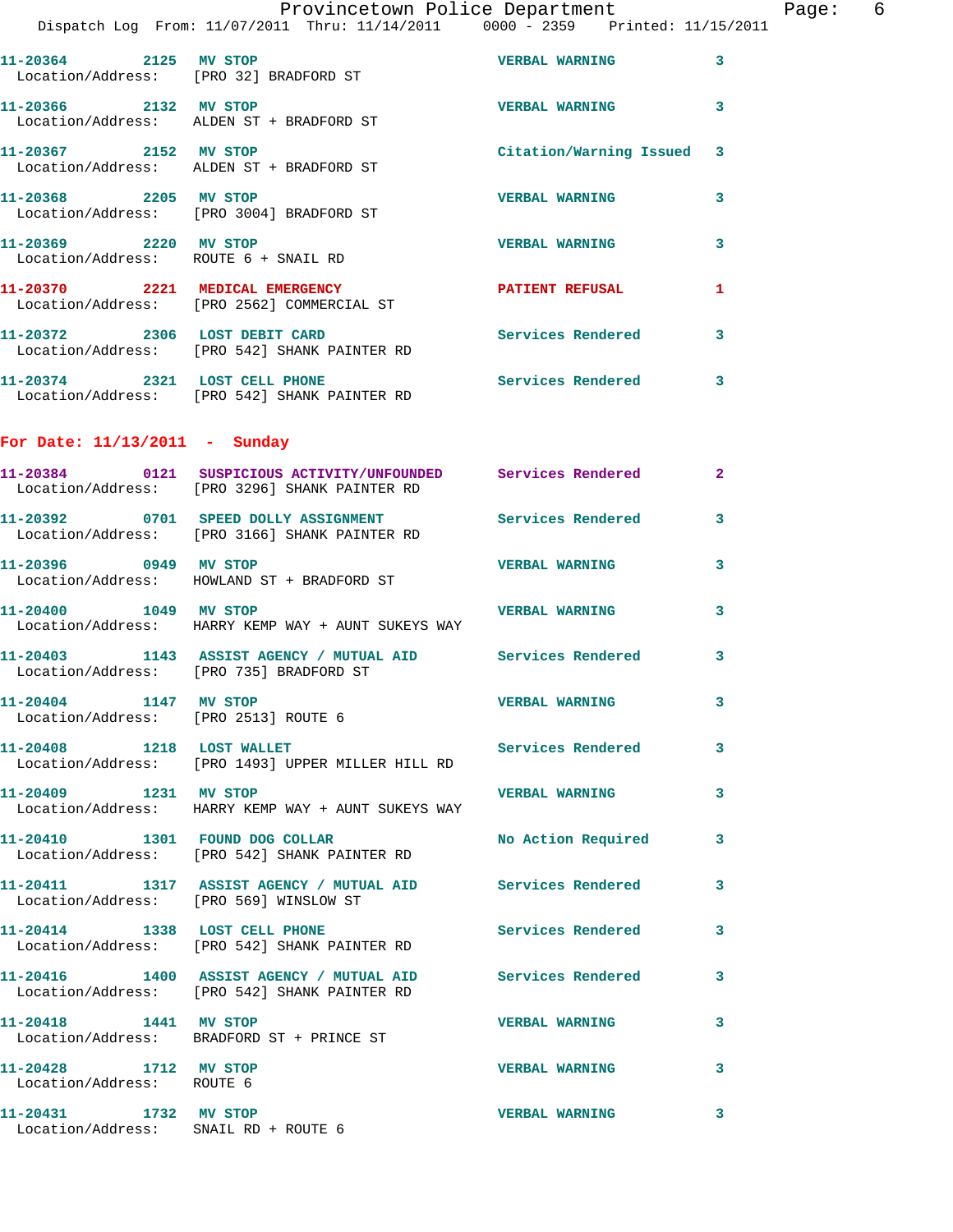11-20364 2125 MV STOP VERBAL WARNING 3
Location/Address: [PRO 32] BRADFORD ST

11-20366 2132 MV STOP VERBAL WARNING 3
Location/Address: ALDEN ST + BRADFORD ST

11-20367 2152 MV STOP Citation/Warning Issued 3
Location/Address: ALDEN ST + BRADFORD ST

11-20368 2205 MV STOP VERBAL WARNING 3
Location/Address: [PRO 3004] BRADFORD ST

11-20369 2220 MV STOP VERBAL WARNING 3
Location/Address: ROUTE 6 + SNAIL RD

11-20370 2221 MEDICAL EMERGENCY PATIENT REFUSAL 1
Location/Address: [PRO 2562] COMMERCIAL ST

11-20372 2306 LOST DEBIT CARD Services Rendered 3
Location/Address: [PRO 542] SHANK PAINTER RD

11-20374 2321 LOST CELL PHONE Services Rendered 3
Location/Address: [PRO 542] SHANK PAINTER RD

**For Date: 11/13/2011 - Sunday**

11-20384 0121 SUSPICIOUS ACTIVITY/UNFOUNDED Services Rendered 2
Location/Address: [PRO 3296] SHANK PAINTER RD

11-20392 0701 SPEED DOLLY ASSIGNMENT Services Rendered 3
Location/Address: [PRO 3166] SHANK PAINTER RD

11-20396 0949 MV STOP VERBAL WARNING 3
Location/Address: HOWLAND ST + BRADFORD ST

11-20400 1049 MV STOP VERBAL WARNING 3
Location/Address: HARRY KEMP WAY + AUNT SUKEYS WAY

11-20403 1143 ASSIST AGENCY / MUTUAL AID Services Rendered 3
Location/Address: [PRO 735] BRADFORD ST

11-20404 1147 MV STOP VERBAL WARNING 3
Location/Address: [PRO 2513] ROUTE 6

11-20408 1218 LOST WALLET Services Rendered 3
Location/Address: [PRO 1493] UPPER MILLER HILL RD

11-20409 1231 MV STOP VERBAL WARNING 3
Location/Address: HARRY KEMP WAY + AUNT SUKEYS WAY

11-20410 1301 FOUND DOG COLLAR No Action Required 3
Location/Address: [PRO 542] SHANK PAINTER RD

11-20411 1317 ASSIST AGENCY / MUTUAL AID Services Rendered 3
Location/Address: [PRO 569] WINSLOW ST

11-20414 1338 LOST CELL PHONE Services Rendered 3
Location/Address: [PRO 542] SHANK PAINTER RD

11-20416 1400 ASSIST AGENCY / MUTUAL AID Services Rendered 3
Location/Address: [PRO 542] SHANK PAINTER RD

11-20418 1441 MV STOP VERBAL WARNING 3
Location/Address: BRADFORD ST + PRINCE ST

11-20428 1712 MV STOP VERBAL WARNING 3
Location/Address: ROUTE 6

11-20431 1732 MV STOP VERBAL WARNING 3
Location/Address: SNAIL RD + ROUTE 6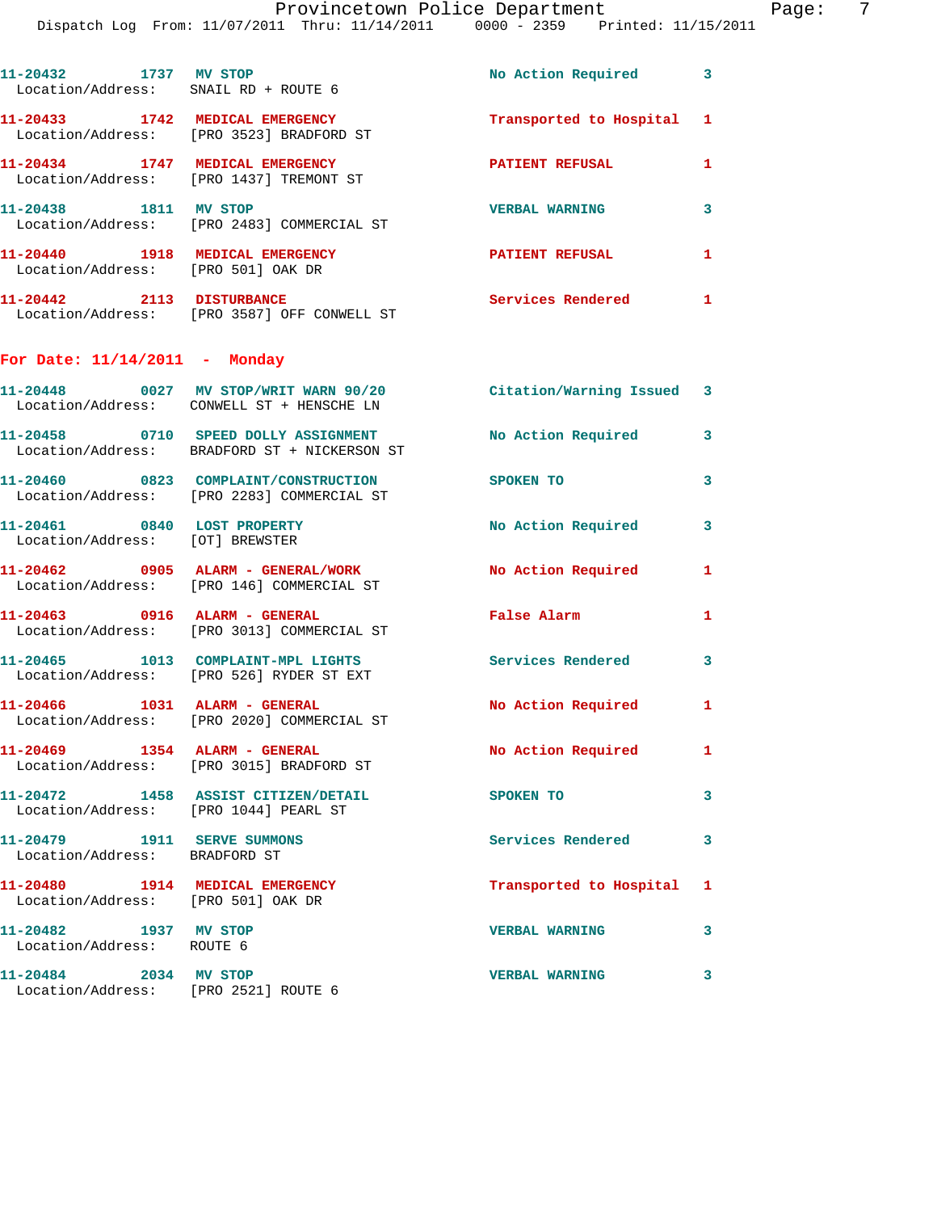11-20432 1737 MV STOP No Action Required 3
Location/Address: SNAIL RD + ROUTE 6

11-20433 1742 MEDICAL EMERGENCY Transported to Hospital 1
Location/Address: [PRO 3523] BRADFORD ST

11-20434 1747 MEDICAL EMERGENCY PATIENT REFUSAL 1
Location/Address: [PRO 1437] TREMONT ST

11-20438 1811 MV STOP VERBAL WARNING 3
Location/Address: [PRO 2483] COMMERCIAL ST

11-20440 1918 MEDICAL EMERGENCY PATIENT REFUSAL 1
Location/Address: [PRO 501] OAK DR

11-20442 2113 DISTURBANCE Services Rendered 1
Location/Address: [PRO 3587] OFF CONWELL ST

**For Date: 11/14/2011 - Monday**

11-20448 0027 MV STOP/WRIT WARN 90/20 Citation/Warning Issued 3
Location/Address: CONWELL ST + HENSCHE LN

11-20458 0710 SPEED DOLLY ASSIGNMENT No Action Required 3
Location/Address: BRADFORD ST + NICKERSON ST

11-20460 0823 COMPLAINT/CONSTRUCTION SPOKEN TO 3
Location/Address: [PRO 2283] COMMERCIAL ST

11-20461 0840 LOST PROPERTY No Action Required 3
Location/Address: [OT] BREWSTER

11-20462 0905 ALARM - GENERAL/WORK No Action Required 1
Location/Address: [PRO 146] COMMERCIAL ST

11-20463 0916 ALARM - GENERAL False Alarm 1
Location/Address: [PRO 3013] COMMERCIAL ST

11-20465 1013 COMPLAINT-MPL LIGHTS Services Rendered 3
Location/Address: [PRO 526] RYDER ST EXT

11-20466 1031 ALARM - GENERAL No Action Required 1
Location/Address: [PRO 2020] COMMERCIAL ST

11-20469 1354 ALARM - GENERAL No Action Required 1
Location/Address: [PRO 3015] BRADFORD ST

11-20472 1458 ASSIST CITIZEN/DETAIL SPOKEN TO 3
Location/Address: [PRO 1044] PEARL ST

11-20479 1911 SERVE SUMMONS Services Rendered 3
Location/Address: BRADFORD ST

11-20480 1914 MEDICAL EMERGENCY Transported to Hospital 1
Location/Address: [PRO 501] OAK DR

11-20482 1937 MV STOP VERBAL WARNING 3
Location/Address: ROUTE 6

11-20484 2034 MV STOP VERBAL WARNING 3
Location/Address: [PRO 2521] ROUTE 6